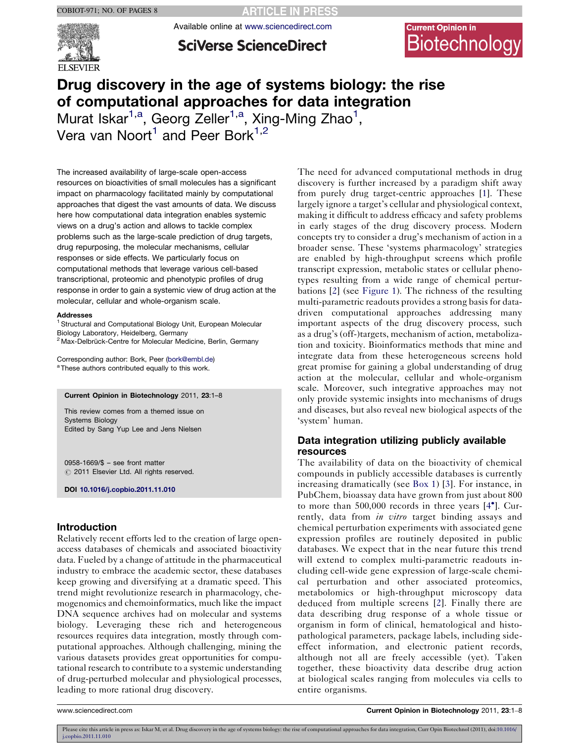# Drug discovery in the age of systems biology: the rise of computational approaches for data integration

Murat Iskar[1,a], Georg Zeller[1,a], Xing-Ming Zhao[1], Vera van Noort[1] and Peer Bork[1,2]

The increased availability of large-scale open-access resources on bioactivities of small molecules has a significant impact on pharmacology facilitated mainly by computational approaches that digest the vast amounts of data. We discuss here how computational data integration enables systemic views on a drug's action and allows to tackle complex problems such as the large-scale prediction of drug targets, drug repurposing, the molecular mechanisms, cellular responses or side effects. We particularly focus on computational methods that leverage various cell-based transcriptional, proteomic and phenotypic profiles of drug response in order to gain a systemic view of drug action at the molecular, cellular and whole-organism scale.

**Addresses**

[1] Structural and Computational Biology Unit, European Molecular Biology Laboratory, Heidelberg, Germany

[2] Max-Delbrück-Centre for Molecular Medicine, Berlin, Germany

Corresponding author: Bork, Peer (bork@embl.de)

[a] These authors contributed equally to this work.

**Current Opinion in Biotechnology** 2011, **23**:1–8

This review comes from a themed issue on Systems Biology
Edited by Sang Yup Lee and Jens Nielsen

0958-1669/$ – see front matter
© 2011 Elsevier Ltd. All rights reserved.

**DOI** 10.1016/j.copbio.2011.11.010

## Introduction

Relatively recent efforts led to the creation of large open-access databases of chemicals and associated bioactivity data. Fueled by a change of attitude in the pharmaceutical industry to embrace the academic sector, these databases keep growing and diversifying at a dramatic speed. This trend might revolutionize research in pharmacology, chemogenomics and chemoinformatics, much like the impact DNA sequence archives had on molecular and systems biology. Leveraging these rich and heterogeneous resources requires data integration, mostly through computational approaches. Although challenging, mining the various datasets provides great opportunities for computational research to contribute to a systemic understanding of drug-perturbed molecular and physiological processes, leading to more rational drug discovery.

The need for advanced computational methods in drug discovery is further increased by a paradigm shift away from purely drug target-centric approaches [1]. These largely ignore a target's cellular and physiological context, making it difficult to address efficacy and safety problems in early stages of the drug discovery process. Modern concepts try to consider a drug's mechanism of action in a broader sense. These 'systems pharmacology' strategies are enabled by high-throughput screens which profile transcript expression, metabolic states or cellular phenotypes resulting from a wide range of chemical perturbations [2] (see Figure 1). The richness of the resulting multi-parametric readouts provides a strong basis for data-driven computational approaches addressing many important aspects of the drug discovery process, such as a drug's (off-)targets, mechanism of action, metabolization and toxicity. Bioinformatics methods that mine and integrate data from these heterogeneous screens hold great promise for gaining a global understanding of drug action at the molecular, cellular and whole-organism scale. Moreover, such integrative approaches may not only provide systemic insights into mechanisms of drugs and diseases, but also reveal new biological aspects of the 'system' human.

## Data integration utilizing publicly available resources

The availability of data on the bioactivity of chemical compounds in publicly accessible databases is currently increasing dramatically (see Box 1) [3]. For instance, in PubChem, bioassay data have grown from just about 800 to more than 500,000 records in three years [4•]. Currently, data from *in vitro* target binding assays and chemical perturbation experiments with associated gene expression profiles are routinely deposited in public databases. We expect that in the near future this trend will extend to complex multi-parametric readouts including cell-wide gene expression of large-scale chemical perturbation and other associated proteomics, metabolomics or high-throughput microscopy data deduced from multiple screens [2]. Finally there are data describing drug response of a whole tissue or organism in form of clinical, hematological and histopathological parameters, package labels, including side-effect information, and electronic patient records, although not all are freely accessible (yet). Taken together, these bioactivity data describe drug action at biological scales ranging from molecules via cells to entire organisms.

Please cite this article in press as: Iskar M, et al. Drug discovery in the age of systems biology: the rise of computational approaches for data integration, Curr Opin Biotechnol (2011), doi:10.1016/j.copbio.2011.11.010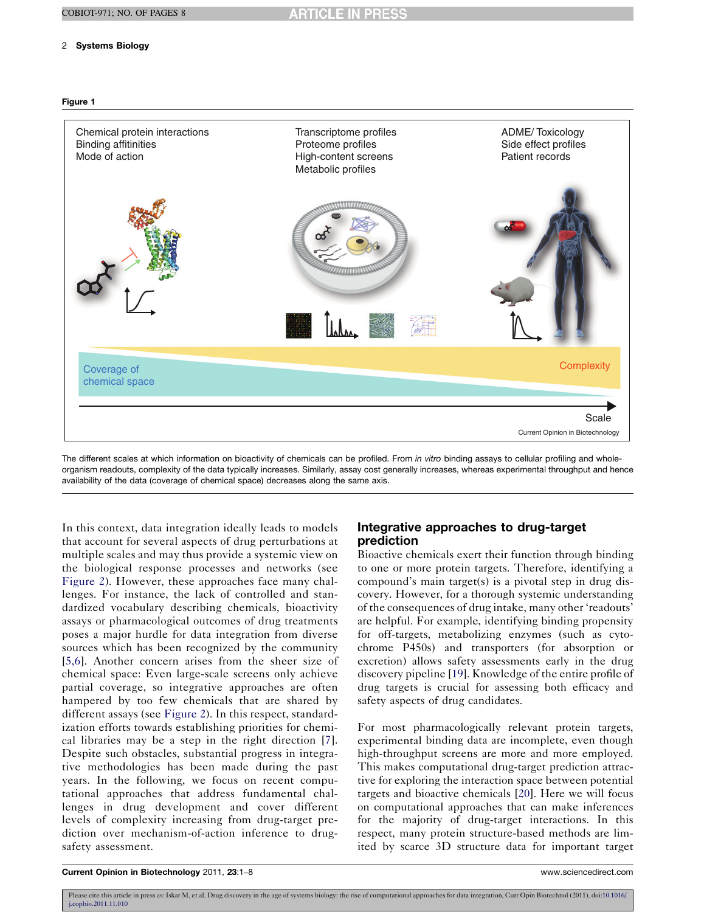**Figure 1**

Chemical protein interactions
Binding affitinities
Mode of action

Transcriptome profiles
Proteome profiles
High-content screens
Metabolic profiles

ADME/ Toxicology
Side effect profiles
Patient records

Coverage of chemical space

Complexity

Scale

The different scales at which information on bioactivity of chemicals can be profiled. From *in vitro* binding assays to cellular profiling and whole-organism readouts, complexity of the data typically increases. Similarly, assay cost generally increases, whereas experimental throughput and hence availability of the data (coverage of chemical space) decreases along the same axis.

In this context, data integration ideally leads to models that account for several aspects of drug perturbations at multiple scales and may thus provide a systemic view on the biological response processes and networks (see Figure 2). However, these approaches face many challenges. For instance, the lack of controlled and standardized vocabulary describing chemicals, bioactivity assays or pharmacological outcomes of drug treatments poses a major hurdle for data integration from diverse sources which has been recognized by the community [5,6]. Another concern arises from the sheer size of chemical space: Even large-scale screens only achieve partial coverage, so integrative approaches are often hampered by too few chemicals that are shared by different assays (see Figure 2). In this respect, standardization efforts towards establishing priorities for chemical libraries may be a step in the right direction [7]. Despite such obstacles, substantial progress in integrative methodologies has been made during the past years. In the following, we focus on recent computational approaches that address fundamental challenges in drug development and cover different levels of complexity increasing from drug-target prediction over mechanism-of-action inference to drug-safety assessment.

## Integrative approaches to drug-target prediction

Bioactive chemicals exert their function through binding to one or more protein targets. Therefore, identifying a compound's main target(s) is a pivotal step in drug discovery. However, for a thorough systemic understanding of the consequences of drug intake, many other 'readouts' are helpful. For example, identifying binding propensity for off-targets, metabolizing enzymes (such as cytochrome P450s) and transporters (for absorption or excretion) allows safety assessments early in the drug discovery pipeline [19]. Knowledge of the entire profile of drug targets is crucial for assessing both efficacy and safety aspects of drug candidates.

For most pharmacologically relevant protein targets, experimental binding data are incomplete, even though high-throughput screens are more and more employed. This makes computational drug-target prediction attractive for exploring the interaction space between potential targets and bioactive chemicals [20]. Here we will focus on computational approaches that can make inferences for the majority of drug-target interactions. In this respect, many protein structure-based methods are limited by scarce 3D structure data for important target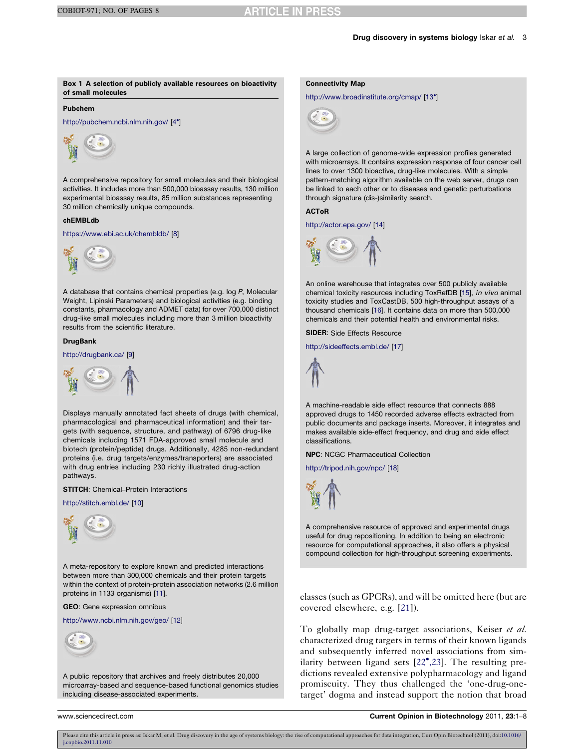**Box 1 A selection of publicly available resources on bioactivity of small molecules**

**Pubchem**

http://pubchem.ncbi.nlm.nih.gov/ [4•]

A comprehensive repository for small molecules and their biological activities. It includes more than 500,000 bioassay results, 130 million experimental bioassay results, 85 million substances representing 30 million chemically unique compounds.

**chEMBLdb**

https://www.ebi.ac.uk/chembldb/ [8]

A database that contains chemical properties (e.g. log *P*, Molecular Weight, Lipinski Parameters) and biological activities (e.g. binding constants, pharmacology and ADMET data) for over 700,000 distinct drug-like small molecules including more than 3 million bioactivity results from the scientific literature.

**DrugBank**

http://drugbank.ca/ [9]

Displays manually annotated fact sheets of drugs (with chemical, pharmacological and pharmaceutical information) and their targets (with sequence, structure, and pathway) of 6796 drug-like chemicals including 1571 FDA-approved small molecule and biotech (protein/peptide) drugs. Additionally, 4285 non-redundant proteins (i.e. drug targets/enzymes/transporters) are associated with drug entries including 230 richly illustrated drug-action pathways.

**STITCH**: Chemical–Protein Interactions

http://stitch.embl.de/ [10]

A meta-repository to explore known and predicted interactions between more than 300,000 chemicals and their protein targets within the context of protein-protein association networks (2.6 million proteins in 1133 organisms) [11].

**GEO**: Gene expression omnibus

http://www.ncbi.nlm.nih.gov/geo/ [12]

A public repository that archives and freely distributes 20,000 microarray-based and sequence-based functional genomics studies including disease-associated experiments.

**Connectivity Map**

http://www.broadinstitute.org/cmap/ [13•]

A large collection of genome-wide expression profiles generated with microarrays. It contains expression response of four cancer cell lines to over 1300 bioactive, drug-like molecules. With a simple pattern-matching algorithm available on the web server, drugs can be linked to each other or to diseases and genetic perturbations through signature (dis-)similarity search.

**ACToR**

http://actor.epa.gov/ [14]

An online warehouse that integrates over 500 publicly available chemical toxicity resources including ToxRefDB [15], *in vivo* animal toxicity studies and ToxCastDB, 500 high-throughput assays of a thousand chemicals [16]. It contains data on more than 500,000 chemicals and their potential health and environmental risks.

**SIDER**: Side Effects Resource

http://sideeffects.embl.de/ [17]

A machine-readable side effect resource that connects 888 approved drugs to 1450 recorded adverse effects extracted from public documents and package inserts. Moreover, it integrates and makes available side-effect frequency, and drug and side effect classifications.

**NPC**: NCGC Pharmaceutical Collection

http://tripod.nih.gov/npc/ [18]

A comprehensive resource of approved and experimental drugs useful for drug repositioning. In addition to being an electronic resource for computational approaches, it also offers a physical compound collection for high-throughput screening experiments.

classes (such as GPCRs), and will be omitted here (but are covered elsewhere, e.g. [21]).

To globally map drug-target associations, Keiser *et al.* characterized drug targets in terms of their known ligands and subsequently inferred novel associations from similarity between ligand sets [22•,23]. The resulting predictions revealed extensive polypharmacology and ligand promiscuity. They thus challenged the 'one-drug-one-target' dogma and instead support the notion that broad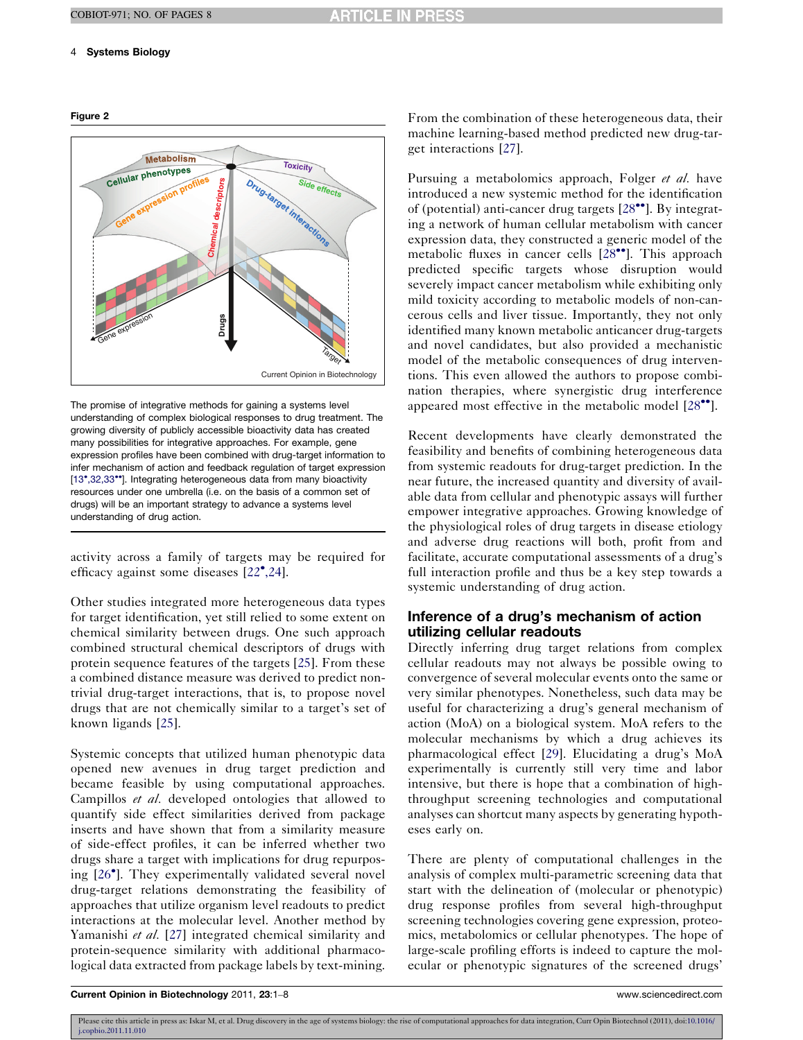**Figure 2**

Metabolism

Cellular phenotypes

Gene expression profiles

Chemical descriptors

Toxicity

Side effects

Drug-target interactions

Gene expression

Drugs

Target

Current Opinion in Biotechnology

The promise of integrative methods for gaining a systems level understanding of complex biological responses to drug treatment. The growing diversity of publicly accessible bioactivity data has created many possibilities for integrative approaches. For example, gene expression profiles have been combined with drug-target information to infer mechanism of action and feedback regulation of target expression [13•,32,33••]. Integrating heterogeneous data from many bioactivity resources under one umbrella (i.e. on the basis of a common set of drugs) will be an important strategy to advance a systems level understanding of drug action.

activity across a family of targets may be required for efficacy against some diseases [22•,24].

Other studies integrated more heterogeneous data types for target identification, yet still relied to some extent on chemical similarity between drugs. One such approach combined structural chemical descriptors of drugs with protein sequence features of the targets [25]. From these a combined distance measure was derived to predict non-trivial drug-target interactions, that is, to propose novel drugs that are not chemically similar to a target's set of known ligands [25].

Systemic concepts that utilized human phenotypic data opened new avenues in drug target prediction and became feasible by using computational approaches. Campillos *et al.* developed ontologies that allowed to quantify side effect similarities derived from package inserts and have shown that from a similarity measure of side-effect profiles, it can be inferred whether two drugs share a target with implications for drug repurposing [26•]. They experimentally validated several novel drug-target relations demonstrating the feasibility of approaches that utilize organism level readouts to predict interactions at the molecular level. Another method by Yamanishi *et al.* [27] integrated chemical similarity and protein-sequence similarity with additional pharmacological data extracted from package labels by text-mining. From the combination of these heterogeneous data, their machine learning-based method predicted new drug-target interactions [27].

Pursuing a metabolomics approach, Folger *et al.* have introduced a new systemic method for the identification of (potential) anti-cancer drug targets [28••]. By integrating a network of human cellular metabolism with cancer expression data, they constructed a generic model of the metabolic fluxes in cancer cells [28••]. This approach predicted specific targets whose disruption would severely impact cancer metabolism while exhibiting only mild toxicity according to metabolic models of non-cancerous cells and liver tissue. Importantly, they not only identified many known metabolic anticancer drug-targets and novel candidates, but also provided a mechanistic model of the metabolic consequences of drug interventions. This even allowed the authors to propose combination therapies, where synergistic drug interference appeared most effective in the metabolic model [28••].

Recent developments have clearly demonstrated the feasibility and benefits of combining heterogeneous data from systemic readouts for drug-target prediction. In the near future, the increased quantity and diversity of available data from cellular and phenotypic assays will further empower integrative approaches. Growing knowledge of the physiological roles of drug targets in disease etiology and adverse drug reactions will both, profit from and facilitate, accurate computational assessments of a drug's full interaction profile and thus be a key step towards a systemic understanding of drug action.

## Inference of a drug's mechanism of action utilizing cellular readouts

Directly inferring drug target relations from complex cellular readouts may not always be possible owing to convergence of several molecular events onto the same or very similar phenotypes. Nonetheless, such data may be useful for characterizing a drug's general mechanism of action (MoA) on a biological system. MoA refers to the molecular mechanisms by which a drug achieves its pharmacological effect [29]. Elucidating a drug's MoA experimentally is currently still very time and labor intensive, but there is hope that a combination of high-throughput screening technologies and computational analyses can shortcut many aspects by generating hypotheses early on.

There are plenty of computational challenges in the analysis of complex multi-parametric screening data that start with the delineation of (molecular or phenotypic) drug response profiles from several high-throughput screening technologies covering gene expression, proteomics, metabolomics or cellular phenotypes. The hope of large-scale profiling efforts is indeed to capture the molecular or phenotypic signatures of the screened drugs'

Please cite this article in press as: Iskar M, et al. Drug discovery in the age of systems biology: the rise of computational approaches for data integration, Curr Opin Biotechnol (2011), doi:10.1016/j.copbio.2011.11.010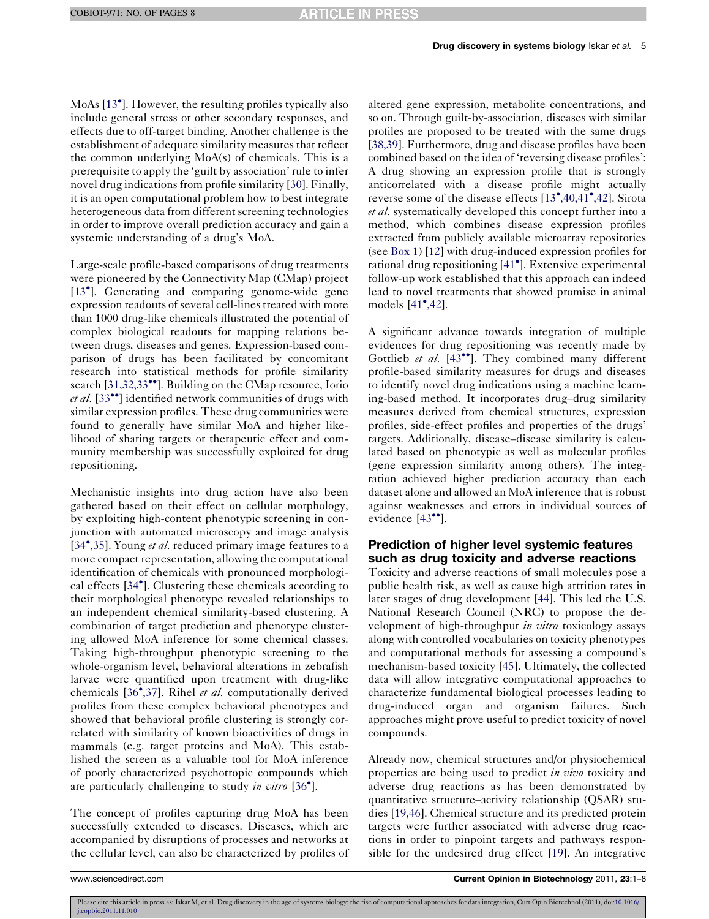MoAs [13•]. However, the resulting profiles typically also include general stress or other secondary responses, and effects due to off-target binding. Another challenge is the establishment of adequate similarity measures that reflect the common underlying MoA(s) of chemicals. This is a prerequisite to apply the 'guilt by association' rule to infer novel drug indications from profile similarity [30]. Finally, it is an open computational problem how to best integrate heterogeneous data from different screening technologies in order to improve overall prediction accuracy and gain a systemic understanding of a drug's MoA.

Large-scale profile-based comparisons of drug treatments were pioneered by the Connectivity Map (CMap) project [13•]. Generating and comparing genome-wide gene expression readouts of several cell-lines treated with more than 1000 drug-like chemicals illustrated the potential of complex biological readouts for mapping relations between drugs, diseases and genes. Expression-based comparison of drugs has been facilitated by concomitant research into statistical methods for profile similarity search [31,32,33••]. Building on the CMap resource, Iorio *et al.* [33••] identified network communities of drugs with similar expression profiles. These drug communities were found to generally have similar MoA and higher likelihood of sharing targets or therapeutic effect and community membership was successfully exploited for drug repositioning.

Mechanistic insights into drug action have also been gathered based on their effect on cellular morphology, by exploiting high-content phenotypic screening in conjunction with automated microscopy and image analysis [34•,35]. Young *et al.* reduced primary image features to a more compact representation, allowing the computational identification of chemicals with pronounced morphological effects [34•]. Clustering these chemicals according to their morphological phenotype revealed relationships to an independent chemical similarity-based clustering. A combination of target prediction and phenotype clustering allowed MoA inference for some chemical classes. Taking high-throughput phenotypic screening to the whole-organism level, behavioral alterations in zebrafish larvae were quantified upon treatment with drug-like chemicals [36•,37]. Rihel *et al.* computationally derived profiles from these complex behavioral phenotypes and showed that behavioral profile clustering is strongly correlated with similarity of known bioactivities of drugs in mammals (e.g. target proteins and MoA). This established the screen as a valuable tool for MoA inference of poorly characterized psychotropic compounds which are particularly challenging to study *in vitro* [36•].

The concept of profiles capturing drug MoA has been successfully extended to diseases. Diseases, which are accompanied by disruptions of processes and networks at the cellular level, can also be characterized by profiles of altered gene expression, metabolite concentrations, and so on. Through guilt-by-association, diseases with similar profiles are proposed to be treated with the same drugs [38,39]. Furthermore, drug and disease profiles have been combined based on the idea of 'reversing disease profiles': A drug showing an expression profile that is strongly anticorrelated with a disease profile might actually reverse some of the disease effects [13•,40,41•,42]. Sirota *et al.* systematically developed this concept further into a method, which combines disease expression profiles extracted from publicly available microarray repositories (see Box 1) [12] with drug-induced expression profiles for rational drug repositioning [41•]. Extensive experimental follow-up work established that this approach can indeed lead to novel treatments that showed promise in animal models [41•,42].

A significant advance towards integration of multiple evidences for drug repositioning was recently made by Gottlieb *et al.* [43••]. They combined many different profile-based similarity measures for drugs and diseases to identify novel drug indications using a machine learning-based method. It incorporates drug–drug similarity measures derived from chemical structures, expression profiles, side-effect profiles and properties of the drugs' targets. Additionally, disease–disease similarity is calculated based on phenotypic as well as molecular profiles (gene expression similarity among others). The integration achieved higher prediction accuracy than each dataset alone and allowed an MoA inference that is robust against weaknesses and errors in individual sources of evidence [43••].

## Prediction of higher level systemic features such as drug toxicity and adverse reactions

Toxicity and adverse reactions of small molecules pose a public health risk, as well as cause high attrition rates in later stages of drug development [44]. This led the U.S. National Research Council (NRC) to propose the development of high-throughput *in vitro* toxicology assays along with controlled vocabularies on toxicity phenotypes and computational methods for assessing a compound's mechanism-based toxicity [45]. Ultimately, the collected data will allow integrative computational approaches to characterize fundamental biological processes leading to drug-induced organ and organism failures. Such approaches might prove useful to predict toxicity of novel compounds.

Already now, chemical structures and/or physiochemical properties are being used to predict *in vivo* toxicity and adverse drug reactions as has been demonstrated by quantitative structure–activity relationship (QSAR) studies [19,46]. Chemical structure and its predicted protein targets were further associated with adverse drug reactions in order to pinpoint targets and pathways responsible for the undesired drug effect [19]. An integrative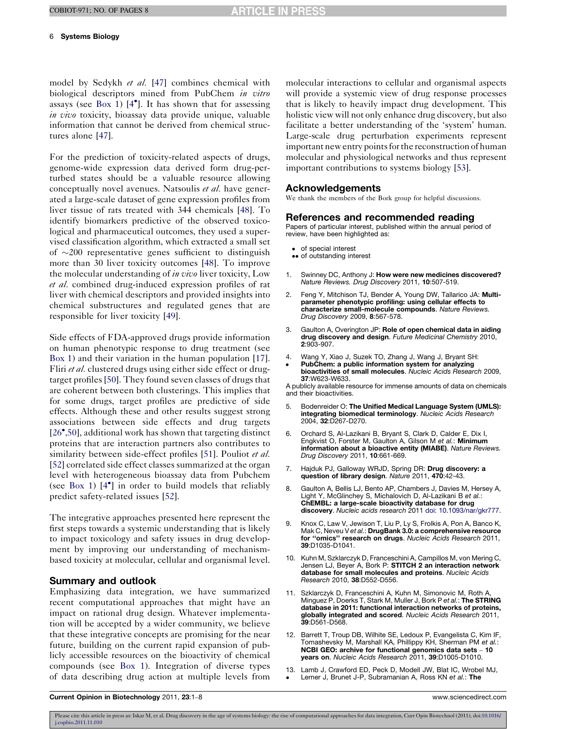model by Sedykh *et al.* [47] combines chemical with biological descriptors mined from PubChem *in vitro* assays (see Box 1) [4•]. It has shown that for assessing *in vivo* toxicity, bioassay data provide unique, valuable information that cannot be derived from chemical structures alone [47].

For the prediction of toxicity-related aspects of drugs, genome-wide expression data derived form drug-perturbed states should be a valuable resource allowing conceptually novel avenues. Natsoulis *et al.* have generated a large-scale dataset of gene expression profiles from liver tissue of rats treated with 344 chemicals [48]. To identify biomarkers predictive of the observed toxicological and pharmaceutical outcomes, they used a supervised classification algorithm, which extracted a small set of ~200 representative genes sufficient to distinguish more than 30 liver toxicity outcomes [48]. To improve the molecular understanding of *in vivo* liver toxicity, Low *et al.* combined drug-induced expression profiles of rat liver with chemical descriptors and provided insights into chemical substructures and regulated genes that are responsible for liver toxicity [49].

Side effects of FDA-approved drugs provide information on human phenotypic response to drug treatment (see Box 1) and their variation in the human population [17]. Fliri *et al.* clustered drugs using either side effect or drug-target profiles [50]. They found seven classes of drugs that are coherent between both clusterings. This implies that for some drugs, target profiles are predictive of side effects. Although these and other results suggest strong associations between side effects and drug targets [26•,50], additional work has shown that targeting distinct proteins that are interaction partners also contributes to similarity between side-effect profiles [51]. Pouliot *et al.* [52] correlated side effect classes summarized at the organ level with heterogeneous bioassay data from Pubchem (see Box 1) [4•] in order to build models that reliably predict safety-related issues [52].

The integrative approaches presented here represent the first steps towards a systemic understanding that is likely to impact toxicology and safety issues in drug development by improving our understanding of mechanism-based toxicity at molecular, cellular and organismal level.

## Summary and outlook

Emphasizing data integration, we have summarized recent computational approaches that might have an impact on rational drug design. Whatever implementation will be accepted by a wider community, we believe that these integrative concepts are promising for the near future, building on the current rapid expansion of publicly accessible resources on the bioactivity of chemical compounds (see Box 1). Integration of diverse types of data describing drug action at multiple levels from molecular interactions to cellular and organismal aspects will provide a systemic view of drug response processes that is likely to heavily impact drug development. This holistic view will not only enhance drug discovery, but also facilitate a better understanding of the 'system' human. Large-scale drug perturbation experiments represent important new entry points for the reconstruction of human molecular and physiological networks and thus represent important contributions to systems biology [53].

## Acknowledgements

We thank the members of the Bork group for helpful discussions.

## References and recommended reading

Papers of particular interest, published within the annual period of review, have been highlighted as:

- • of special interest
- •• of outstanding interest

1. Swinney DC, Anthony J: **How were new medicines discovered?** *Nature Reviews. Drug Discovery* 2011, **10**:507-519.

2. Feng Y, Mitchison TJ, Bender A, Young DW, Tallarico JA: **Multi-parameter phenotypic profiling: using cellular effects to characterize small-molecule compounds**. *Nature Reviews. Drug Discovery* 2009, **8**:567-578.

3. Gaulton A, Overington JP: **Role of open chemical data in aiding drug discovery and design**. *Future Medicinal Chemistry* 2010, **2**:903-907.

4. • Wang Y, Xiao J, Suzek TO, Zhang J, Wang J, Bryant SH: **PubChem: a public information system for analyzing bioactivities of small molecules**. *Nucleic Acids Research* 2009, **37**:W623-W633.
A publicly available resource for immense amounts of data on chemicals and their bioactivities.

5. Bodenreider O: **The Unified Medical Language System (UMLS): integrating biomedical terminology**. *Nucleic Acids Research* 2004, **32**:D267-D270.

6. Orchard S, Al-Lazikani B, Bryant S, Clark D, Calder E, Dix I, Engkvist O, Forster M, Gaulton A, Gilson M *et al.*: **Minimum information about a bioactive entity (MIABE)**. *Nature Reviews. Drug Discovery* 2011, **10**:661-669.

7. Hajduk PJ, Galloway WRJD, Spring DR: **Drug discovery: a question of library design**. *Nature* 2011, **470**:42-43.

8. Gaulton A, Bellis LJ, Bento AP, Chambers J, Davies M, Hersey A, Light Y, McGlinchey S, Michalovich D, Al-Lazikani B *et al.*: **ChEMBL: a large-scale bioactivity database for drug discovery**. *Nucleic acids research* 2011 doi: 10.1093/nar/gkr777.

9. Knox C, Law V, Jewison T, Liu P, Ly S, Frolkis A, Pon A, Banco K, Mak C, Neveu V *et al.*: **DrugBank 3.0: a comprehensive resource for "omics" research on drugs**. *Nucleic Acids Research* 2011, **39**:D1035-D1041.

10. Kuhn M, Szklarczyk D, Franceschini A, Campillos M, von Mering C, Jensen LJ, Beyer A, Bork P: **STITCH 2 an interaction network database for small molecules and proteins**. *Nucleic Acids Research* 2010, **38**:D552-D556.

11. Szklarczyk D, Franceschini A, Kuhn M, Simonovic M, Roth A, Minguez P, Doerks T, Stark M, Muller J, Bork P *et al.*: **The STRING database in 2011: functional interaction networks of proteins, globally integrated and scored**. *Nucleic Acids Research* 2011, **39**:D561-D568.

12. Barrett T, Troup DB, Wilhite SE, Ledoux P, Evangelista C, Kim IF, Tomashevsky M, Marshall KA, Phillippy KH, Sherman PM *et al.*: **NCBI GEO: archive for functional genomics data sets – 10 years on**. *Nucleic Acids Research* 2011, **39**:D1005-D1010.

13. • Lamb J, Crawford ED, Peck D, Modell JW, Blat IC, Wrobel MJ, Lerner J, Brunet J-P, Subramanian A, Ross KN *et al.*: **The**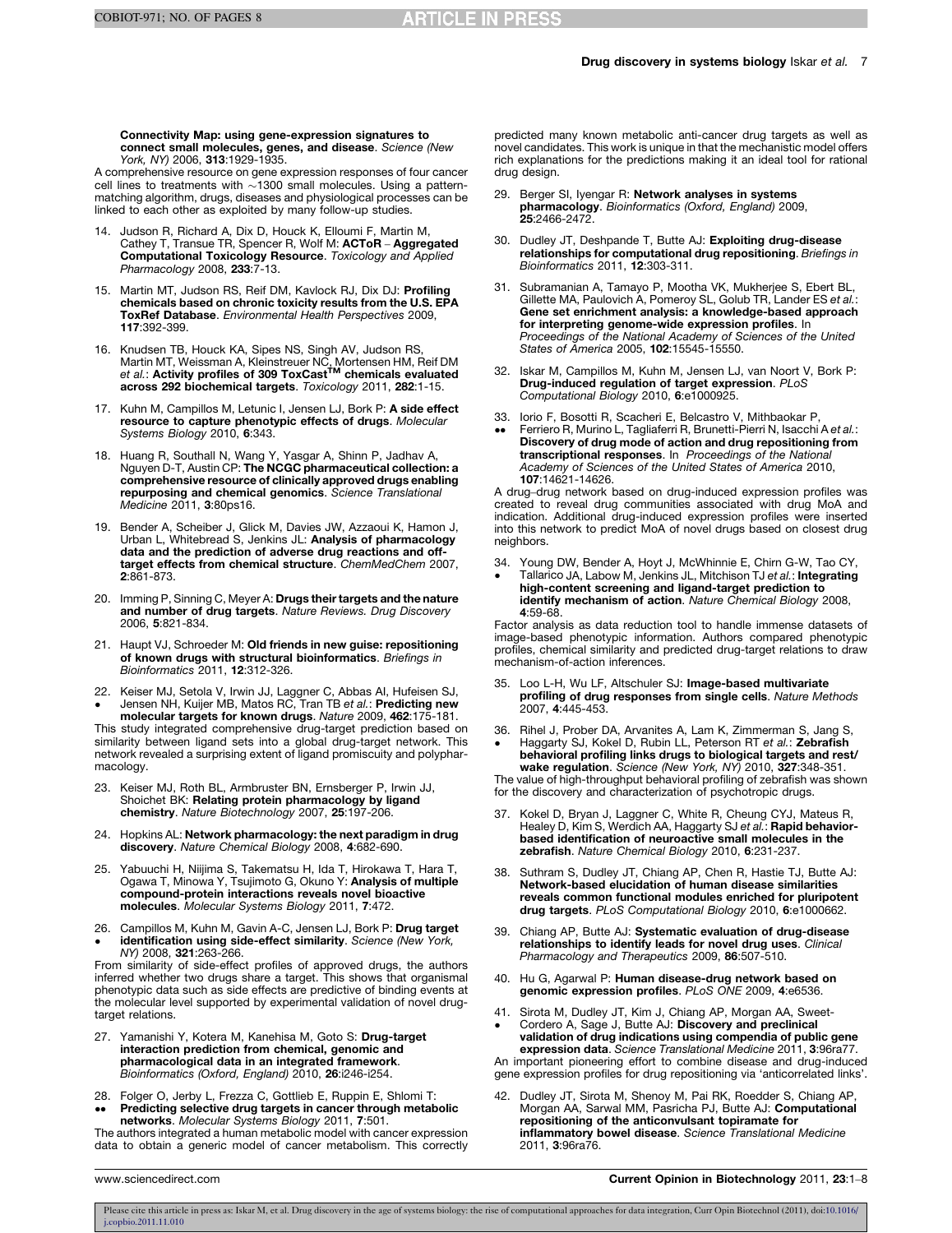**Connectivity Map: using gene-expression signatures to connect small molecules, genes, and disease**. *Science (New York, NY)* 2006, **313**:1929-1935.

A comprehensive resource on gene expression responses of four cancer cell lines to treatments with ~1300 small molecules. Using a pattern-matching algorithm, drugs, diseases and physiological processes can be linked to each other as exploited by many follow-up studies.

14. Judson R, Richard A, Dix D, Houck K, Elloumi F, Martin M, Cathey T, Transue TR, Spencer R, Wolf M: **ACToR – Aggregated Computational Toxicology Resource**. *Toxicology and Applied Pharmacology* 2008, **233**:7-13.

15. Martin MT, Judson RS, Reif DM, Kavlock RJ, Dix DJ: **Profiling chemicals based on chronic toxicity results from the U.S. EPA ToxRef Database**. *Environmental Health Perspectives* 2009, **117**:392-399.

16. Knudsen TB, Houck KA, Sipes NS, Singh AV, Judson RS, Martin MT, Weissman A, Kleinstreuer NC, Mortensen HM, Reif DM *et al.*: **Activity profiles of 309 ToxCast™ chemicals evaluated across 292 biochemical targets**. *Toxicology* 2011, **282**:1-15.

17. Kuhn M, Campillos M, Letunic I, Jensen LJ, Bork P: **A side effect resource to capture phenotypic effects of drugs**. *Molecular Systems Biology* 2010, **6**:343.

18. Huang R, Southall N, Wang Y, Yasgar A, Shinn P, Jadhav A, Nguyen D-T, Austin CP: **The NCGC pharmaceutical collection: a comprehensive resource of clinically approved drugs enabling repurposing and chemical genomics**. *Science Translational Medicine* 2011, **3**:80ps16.

19. Bender A, Scheiber J, Glick M, Davies JW, Azzaoui K, Hamon J, Urban L, Whitebread S, Jenkins JL: **Analysis of pharmacology data and the prediction of adverse drug reactions and off-target effects from chemical structure**. *ChemMedChem* 2007, **2**:861-873.

20. Imming P, Sinning C, Meyer A: **Drugs their targets and the nature and number of drug targets**. *Nature Reviews. Drug Discovery* 2006, **5**:821-834.

21. Haupt VJ, Schroeder M: **Old friends in new guise: repositioning of known drugs with structural bioinformatics**. *Briefings in Bioinformatics* 2011, **12**:312-326.

22. • Keiser MJ, Setola V, Irwin JJ, Laggner C, Abbas AI, Hufeisen SJ, Jensen NH, Kuijer MB, Matos RC, Tran TB *et al.*: **Predicting new molecular targets for known drugs**. *Nature* 2009, **462**:175-181.

This study integrated comprehensive drug-target prediction based on similarity between ligand sets into a global drug-target network. This network revealed a surprising extent of ligand promiscuity and polypharmacology.

23. Keiser MJ, Roth BL, Armbruster BN, Ernsberger P, Irwin JJ, Shoichet BK: **Relating protein pharmacology by ligand chemistry**. *Nature Biotechnology* 2007, **25**:197-206.

24. Hopkins AL: **Network pharmacology: the next paradigm in drug discovery**. *Nature Chemical Biology* 2008, **4**:682-690.

25. Yabuuchi H, Niijima S, Takematsu H, Ida T, Hirokawa T, Hara T, Ogawa T, Minowa Y, Tsujimoto G, Okuno Y: **Analysis of multiple compound-protein interactions reveals novel bioactive molecules**. *Molecular Systems Biology* 2011, **7**:472.

26. • Campillos M, Kuhn M, Gavin A-C, Jensen LJ, Bork P: **Drug target identification using side-effect similarity**. *Science (New York, NY)* 2008, **321**:263-266.

From similarity of side-effect profiles of approved drugs, the authors inferred whether two drugs share a target. This shows that organismal phenotypic data such as side effects are predictive of binding events at the molecular level supported by experimental validation of novel drug-target relations.

27. Yamanishi Y, Kotera M, Kanehisa M, Goto S: **Drug-target interaction prediction from chemical, genomic and pharmacological data in an integrated framework**. *Bioinformatics (Oxford, England)* 2010, **26**:i246-i254.

28. •• Folger O, Jerby L, Frezza C, Gottlieb E, Ruppin E, Shlomi T: **Predicting selective drug targets in cancer through metabolic networks**. *Molecular Systems Biology* 2011, **7**:501.

The authors integrated a human metabolic model with cancer expression data to obtain a generic model of cancer metabolism. This correctly predicted many known metabolic anti-cancer drug targets as well as novel candidates. This work is unique in that the mechanistic model offers rich explanations for the predictions making it an ideal tool for rational drug design.

29. Berger SI, Iyengar R: **Network analyses in systems pharmacology**. *Bioinformatics (Oxford, England)* 2009, **25**:2466-2472.

30. Dudley JT, Deshpande T, Butte AJ: **Exploiting drug-disease relationships for computational drug repositioning**. *Briefings in Bioinformatics* 2011, **12**:303-311.

31. Subramanian A, Tamayo P, Mootha VK, Mukherjee S, Ebert BL, Gillette MA, Paulovich A, Pomeroy SL, Golub TR, Lander ES *et al.*: **Gene set enrichment analysis: a knowledge-based approach for interpreting genome-wide expression profiles**. In *Proceedings of the National Academy of Sciences of the United States of America* 2005, **102**:15545-15550.

32. Iskar M, Campillos M, Kuhn M, Jensen LJ, van Noort V, Bork P: **Drug-induced regulation of target expression**. *PLoS Computational Biology* 2010, **6**:e1000925.

33. •• Iorio F, Bosotti R, Scacheri E, Belcastro V, Mithbaokar P, Ferriero R, Murino L, Tagliaferri R, Brunetti-Pierri N, Isacchi A *et al.*: **Discovery of drug mode of action and drug repositioning from transcriptional responses**. In *Proceedings of the National Academy of Sciences of the United States of America* 2010, **107**:14621-14626.

A drug–drug network based on drug-induced expression profiles was created to reveal drug communities associated with drug MoA and indication. Additional drug-induced expression profiles were inserted into this network to predict MoA of novel drugs based on closest drug neighbors.

34. • Young DW, Bender A, Hoyt J, McWhinnie E, Chirn G-W, Tao CY, Tallarico JA, Labow M, Jenkins JL, Mitchison TJ *et al.*: **Integrating high-content screening and ligand-target prediction to identify mechanism of action**. *Nature Chemical Biology* 2008, **4**:59-68.

Factor analysis as data reduction tool to handle immense datasets of image-based phenotypic information. Authors compared phenotypic profiles, chemical similarity and predicted drug-target relations to draw mechanism-of-action inferences.

35. Loo L-H, Wu LF, Altschuler SJ: **Image-based multivariate profiling of drug responses from single cells**. *Nature Methods* 2007, **4**:445-453.

36. • Rihel J, Prober DA, Arvanites A, Lam K, Zimmerman S, Jang S, Haggarty SJ, Kokel D, Rubin LL, Peterson RT *et al.*: **Zebrafish behavioral profiling links drugs to biological targets and rest/wake regulation**. *Science (New York, NY)* 2010, **327**:348-351.

The value of high-throughput behavioral profiling of zebrafish was shown for the discovery and characterization of psychotropic drugs.

37. Kokel D, Bryan J, Laggner C, White R, Cheung CYJ, Mateus R, Healey D, Kim S, Werdich AA, Haggarty SJ *et al.*: **Rapid behavior-based identification of neuroactive small molecules in the zebrafish**. *Nature Chemical Biology* 2010, **6**:231-237.

38. Suthram S, Dudley JT, Chiang AP, Chen R, Hastie TJ, Butte AJ: **Network-based elucidation of human disease similarities reveals common functional modules enriched for pluripotent drug targets**. *PLoS Computational Biology* 2010, **6**:e1000662.

39. Chiang AP, Butte AJ: **Systematic evaluation of drug-disease relationships to identify leads for novel drug uses**. *Clinical Pharmacology and Therapeutics* 2009, **86**:507-510.

40. Hu G, Agarwal P: **Human disease-drug network based on genomic expression profiles**. *PLoS ONE* 2009, **4**:e6536.

41. • Sirota M, Dudley JT, Kim J, Chiang AP, Morgan AA, Sweet-Cordero A, Sage J, Butte AJ: **Discovery and preclinical validation of drug indications using compendia of public gene expression data**. *Science Translational Medicine* 2011, **3**:96ra77.

An important pioneering effort to combine disease and drug-induced gene expression profiles for drug repositioning via 'anticorrelated links'.

42. Dudley JT, Sirota M, Shenoy M, Pai RK, Roedder S, Chiang AP, Morgan AA, Sarwal MM, Pasricha PJ, Butte AJ: **Computational repositioning of the anticonvulsant topiramate for inflammatory bowel disease**. *Science Translational Medicine* 2011, **3**:96ra76.

Please cite this article in press as: Iskar M, et al. Drug discovery in the age of systems biology: the rise of computational approaches for data integration, Curr Opin Biotechnol (2011), doi:10.1016/j.copbio.2011.11.010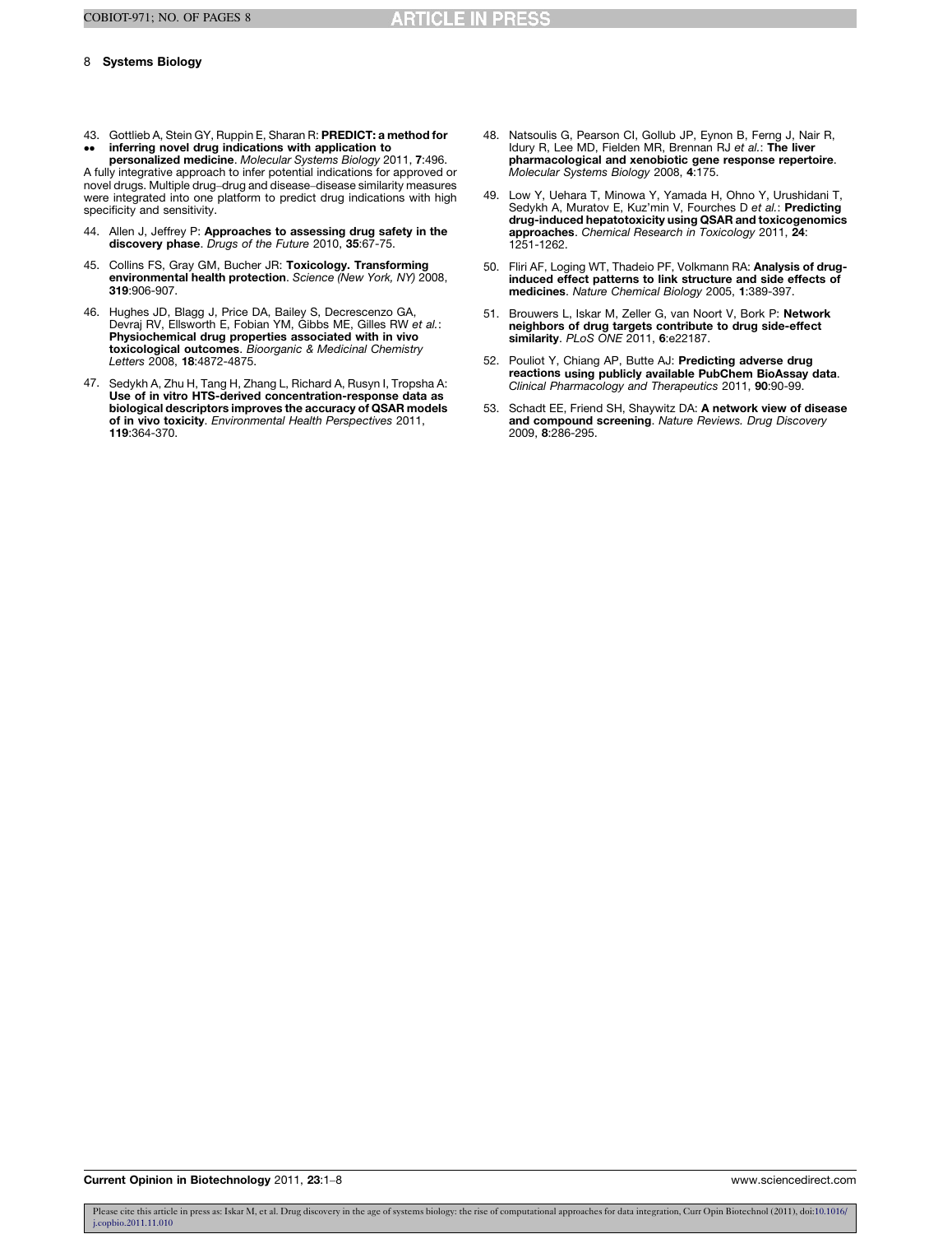43. Gottlieb A, Stein GY, Ruppin E, Sharan R: **PREDICT: a method for inferring novel drug indications with application to personalized medicine**. *Molecular Systems Biology* 2011, **7**:496.
•• A fully integrative approach to infer potential indications for approved or novel drugs. Multiple drug–drug and disease–disease similarity measures were integrated into one platform to predict drug indications with high specificity and sensitivity.

44. Allen J, Jeffrey P: **Approaches to assessing drug safety in the discovery phase**. *Drugs of the Future* 2010, **35**:67-75.

45. Collins FS, Gray GM, Bucher JR: **Toxicology. Transforming environmental health protection**. *Science (New York, NY)* 2008, **319**:906-907.

46. Hughes JD, Blagg J, Price DA, Bailey S, Decrescenzo GA, Devraj RV, Ellsworth E, Fobian YM, Gibbs ME, Gilles RW *et al.*: **Physiochemical drug properties associated with in vivo toxicological outcomes**. *Bioorganic & Medicinal Chemistry Letters* 2008, **18**:4872-4875.

47. Sedykh A, Zhu H, Tang H, Zhang L, Richard A, Rusyn I, Tropsha A: **Use of in vitro HTS-derived concentration-response data as biological descriptors improves the accuracy of QSAR models of in vivo toxicity**. *Environmental Health Perspectives* 2011, **119**:364-370.

48. Natsoulis G, Pearson CI, Gollub JP, Eynon B, Ferng J, Nair R, Idury R, Lee MD, Fielden MR, Brennan RJ *et al.*: **The liver pharmacological and xenobiotic gene response repertoire**. *Molecular Systems Biology* 2008, **4**:175.

49. Low Y, Uehara T, Minowa Y, Yamada H, Ohno Y, Urushidani T, Sedykh A, Muratov E, Kuz'min V, Fourches D *et al.*: **Predicting drug-induced hepatotoxicity using QSAR and toxicogenomics approaches**. *Chemical Research in Toxicology* 2011, **24**: 1251-1262.

50. Fliri AF, Loging WT, Thadeio PF, Volkmann RA: **Analysis of drug-induced effect patterns to link structure and side effects of medicines**. *Nature Chemical Biology* 2005, **1**:389-397.

51. Brouwers L, Iskar M, Zeller G, van Noort V, Bork P: **Network neighbors of drug targets contribute to drug side-effect similarity**. *PLoS ONE* 2011, **6**:e22187.

52. Pouliot Y, Chiang AP, Butte AJ: **Predicting adverse drug reactions using publicly available PubChem BioAssay data**. *Clinical Pharmacology and Therapeutics* 2011, **90**:90-99.

53. Schadt EE, Friend SH, Shaywitz DA: **A network view of disease and compound screening**. *Nature Reviews. Drug Discovery* 2009, **8**:286-295.

Please cite this article in press as: Iskar M, et al. Drug discovery in the age of systems biology: the rise of computational approaches for data integration, Curr Opin Biotechnol (2011), doi:10.1016/j.copbio.2011.11.010